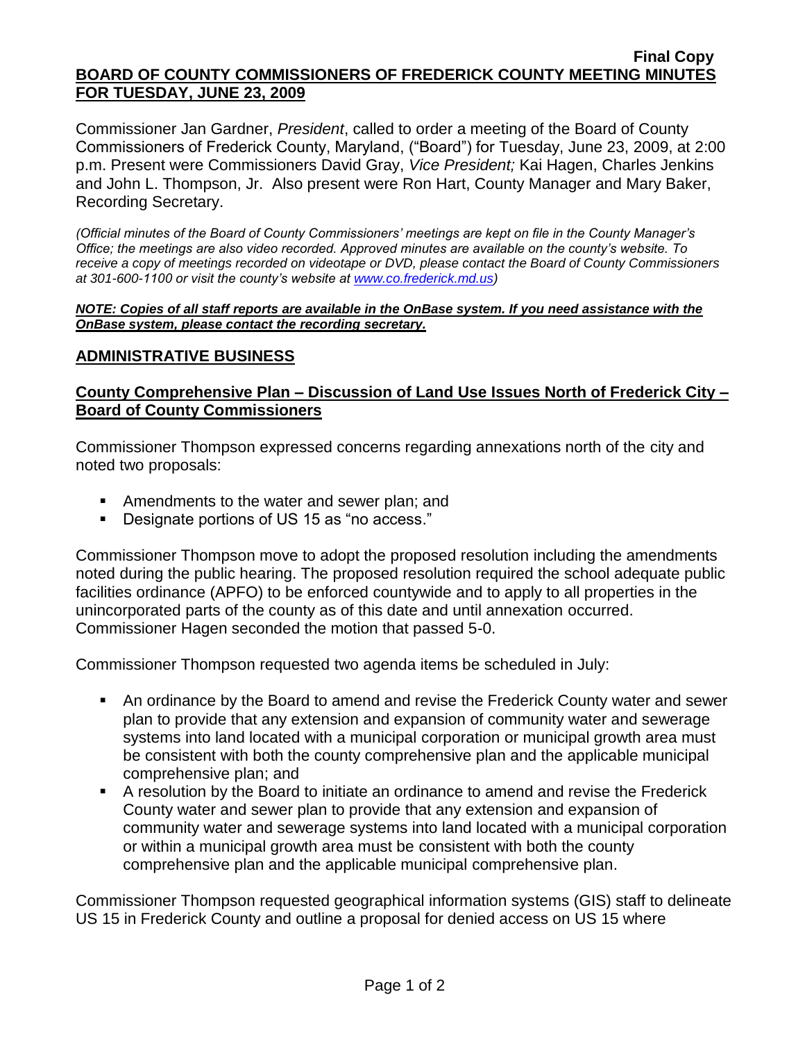**Final Copy**

**BOARD OF COUNTY COMMISSIONERS OF FREDERICK COUNTY MEETING MINUTES FOR TUESDAY, JUNE 23, 2009**

Commissioner Jan Gardner, *President*, called to order a meeting of the Board of County Commissioners of Frederick County, Maryland, ("Board") for Tuesday, June 23, 2009, at 2:00 p.m. Present were Commissioners David Gray, *Vice President;* Kai Hagen, Charles Jenkins and John L. Thompson, Jr. Also present were Ron Hart, County Manager and Mary Baker, Recording Secretary.

*(Official minutes of the Board of County Commissioners' meetings are kept on file in the County Manager's Office; the meetings are also video recorded. Approved minutes are available on the county's website. To receive a copy of meetings recorded on videotape or DVD, please contact the Board of County Commissioners at 301-600-1100 or visit the county's website at www.co.frederick.md.us)*

***NOTE: Copies of all staff reports are available in the OnBase system. If you need assistance with the OnBase system, please contact the recording secretary.***

## ADMINISTRATIVE BUSINESS

### County Comprehensive Plan – Discussion of Land Use Issues North of Frederick City – Board of County Commissioners

Commissioner Thompson expressed concerns regarding annexations north of the city and noted two proposals:

- Amendments to the water and sewer plan; and
- Designate portions of US 15 as "no access."

Commissioner Thompson move to adopt the proposed resolution including the amendments noted during the public hearing. The proposed resolution required the school adequate public facilities ordinance (APFO) to be enforced countywide and to apply to all properties in the unincorporated parts of the county as of this date and until annexation occurred. Commissioner Hagen seconded the motion that passed 5-0.

Commissioner Thompson requested two agenda items be scheduled in July:

- An ordinance by the Board to amend and revise the Frederick County water and sewer plan to provide that any extension and expansion of community water and sewerage systems into land located with a municipal corporation or municipal growth area must be consistent with both the county comprehensive plan and the applicable municipal comprehensive plan; and
- A resolution by the Board to initiate an ordinance to amend and revise the Frederick County water and sewer plan to provide that any extension and expansion of community water and sewerage systems into land located with a municipal corporation or within a municipal growth area must be consistent with both the county comprehensive plan and the applicable municipal comprehensive plan.

Commissioner Thompson requested geographical information systems (GIS) staff to delineate US 15 in Frederick County and outline a proposal for denied access on US 15 where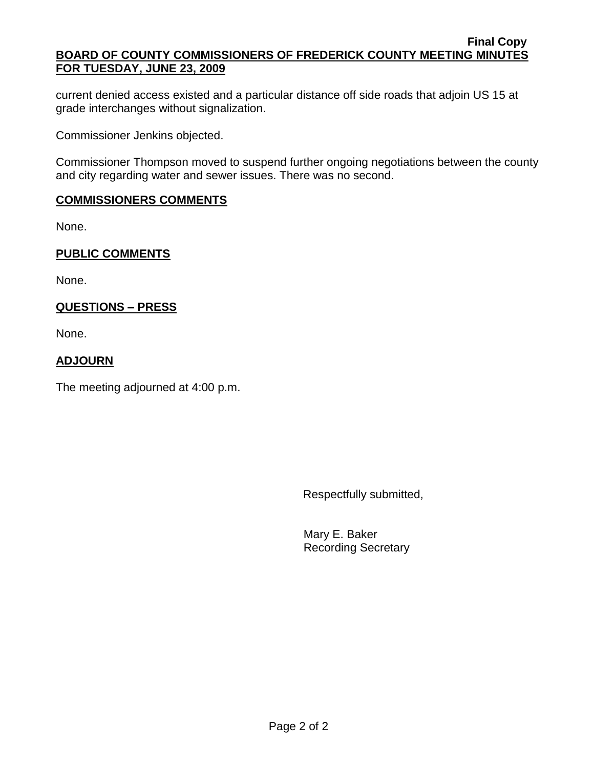current denied access existed and a particular distance off side roads that adjoin US 15 at grade interchanges without signalization.

Commissioner Jenkins objected.

Commissioner Thompson moved to suspend further ongoing negotiations between the county and city regarding water and sewer issues. There was no second.

## COMMISSIONERS COMMENTS

None.

## PUBLIC COMMENTS

None.

## QUESTIONS – PRESS

None.

## ADJOURN

The meeting adjourned at 4:00 p.m.

Respectfully submitted,

Mary E. Baker
Recording Secretary